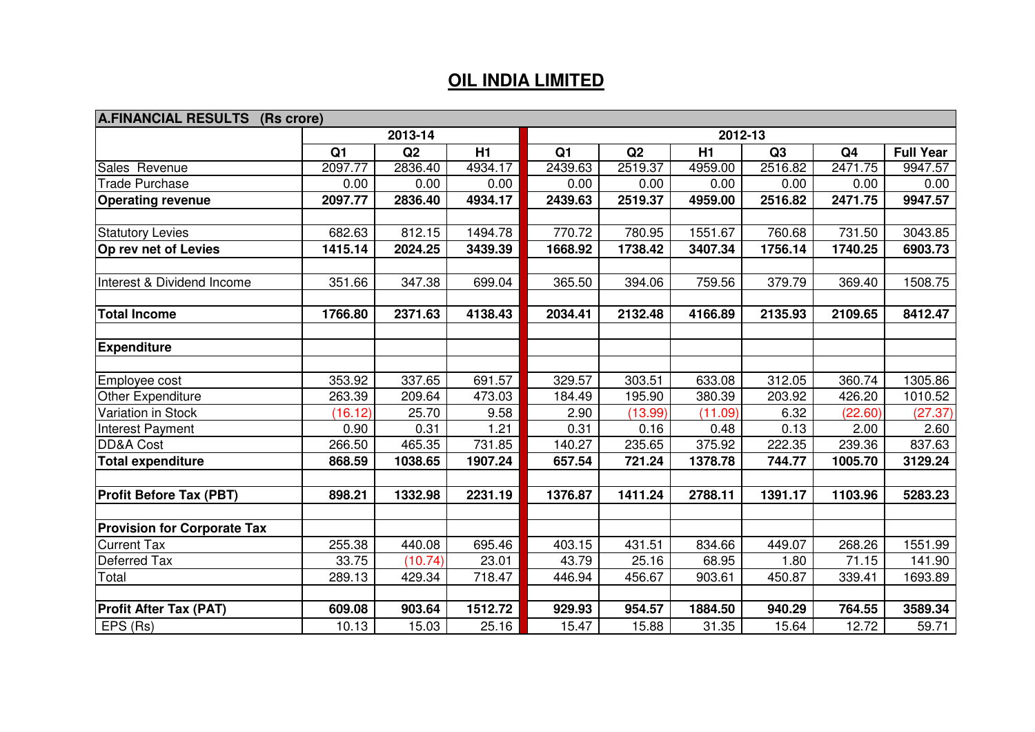# OIL INDIA LIMITED

| A.FINANCIAL RESULTS (Rs crore) | 2013-14 | | | 2012-13 | | | | | |
|---|---|---|---|---|---|---|---|---|---|
| | Q1 | Q2 | H1 | Q1 | Q2 | H1 | Q3 | Q4 | Full Year |
| Sales Revenue | 2097.77 | 2836.40 | 4934.17 | 2439.63 | 2519.37 | 4959.00 | 2516.82 | 2471.75 | 9947.57 |
| Trade Purchase | 0.00 | 0.00 | 0.00 | 0.00 | 0.00 | 0.00 | 0.00 | 0.00 | 0.00 |
| **Operating revenue** | **2097.77** | **2836.40** | **4934.17** | **2439.63** | **2519.37** | **4959.00** | **2516.82** | **2471.75** | **9947.57** |
| | | | | | | | | | |
| Statutory Levies | 682.63 | 812.15 | 1494.78 | 770.72 | 780.95 | 1551.67 | 760.68 | 731.50 | 3043.85 |
| **Op rev net of Levies** | **1415.14** | **2024.25** | **3439.39** | **1668.92** | **1738.42** | **3407.34** | **1756.14** | **1740.25** | **6903.73** |
| | | | | | | | | | |
| Interest & Dividend Income | 351.66 | 347.38 | 699.04 | 365.50 | 394.06 | 759.56 | 379.79 | 369.40 | 1508.75 |
| | | | | | | | | | |
| **Total Income** | **1766.80** | **2371.63** | **4138.43** | **2034.41** | **2132.48** | **4166.89** | **2135.93** | **2109.65** | **8412.47** |
| | | | | | | | | | |
| **Expenditure** | | | | | | | | | |
| | | | | | | | | | |
| Employee cost | 353.92 | 337.65 | 691.57 | 329.57 | 303.51 | 633.08 | 312.05 | 360.74 | 1305.86 |
| Other Expenditure | 263.39 | 209.64 | 473.03 | 184.49 | 195.90 | 380.39 | 203.92 | 426.20 | 1010.52 |
| Variation in Stock | (16.12) | 25.70 | 9.58 | 2.90 | (13.99) | (11.09) | 6.32 | (22.60) | (27.37) |
| Interest Payment | 0.90 | 0.31 | 1.21 | 0.31 | 0.16 | 0.48 | 0.13 | 2.00 | 2.60 |
| DD&A Cost | 266.50 | 465.35 | 731.85 | 140.27 | 235.65 | 375.92 | 222.35 | 239.36 | 837.63 |
| **Total expenditure** | **868.59** | **1038.65** | **1907.24** | **657.54** | **721.24** | **1378.78** | **744.77** | **1005.70** | **3129.24** |
| | | | | | | | | | |
| **Profit Before Tax (PBT)** | **898.21** | **1332.98** | **2231.19** | **1376.87** | **1411.24** | **2788.11** | **1391.17** | **1103.96** | **5283.23** |
| | | | | | | | | | |
| **Provision for Corporate Tax** | | | | | | | | | |
| Current Tax | 255.38 | 440.08 | 695.46 | 403.15 | 431.51 | 834.66 | 449.07 | 268.26 | 1551.99 |
| Deferred Tax | 33.75 | (10.74) | 23.01 | 43.79 | 25.16 | 68.95 | 1.80 | 71.15 | 141.90 |
| Total | 289.13 | 429.34 | 718.47 | 446.94 | 456.67 | 903.61 | 450.87 | 339.41 | 1693.89 |
| | | | | | | | | | |
| **Profit After Tax (PAT)** | **609.08** | **903.64** | **1512.72** | **929.93** | **954.57** | **1884.50** | **940.29** | **764.55** | **3589.34** |
| EPS (Rs) | 10.13 | 15.03 | 25.16 | 15.47 | 15.88 | 31.35 | 15.64 | 12.72 | 59.71 |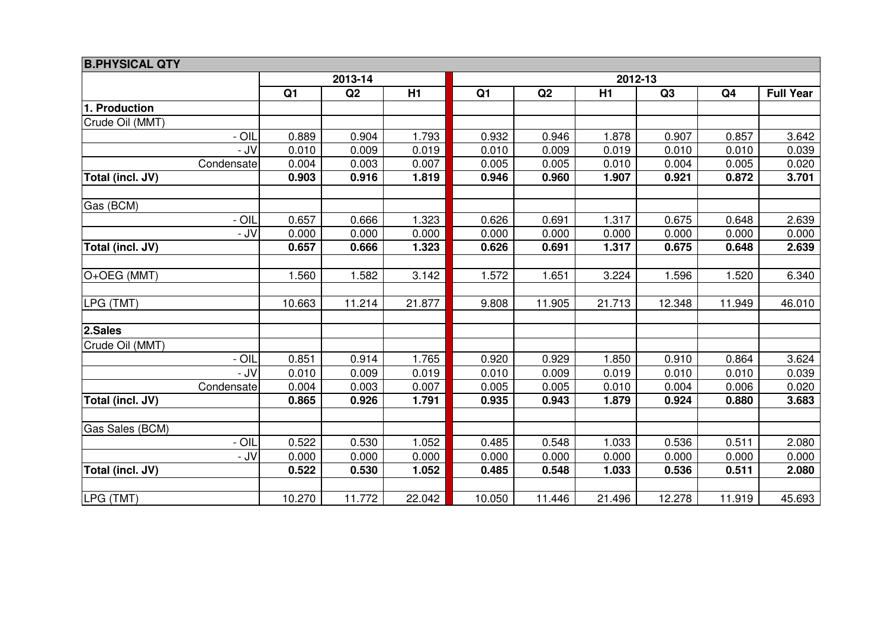| B.PHYSICAL QTY | | | | | | | | | |
|---|---|---|---|---|---|---|---|---|---|
| | 2013-14 | | | 2012-13 | | | | | |
| | Q1 | Q2 | H1 | Q1 | Q2 | H1 | Q3 | Q4 | Full Year |
| **1. Production** | | | | | | | | | |
| Crude Oil (MMT) | | | | | | | | | |
| - OIL | 0.889 | 0.904 | 1.793 | 0.932 | 0.946 | 1.878 | 0.907 | 0.857 | 3.642 |
| - JV | 0.010 | 0.009 | 0.019 | 0.010 | 0.009 | 0.019 | 0.010 | 0.010 | 0.039 |
| Condensate | 0.004 | 0.003 | 0.007 | 0.005 | 0.005 | 0.010 | 0.004 | 0.005 | 0.020 |
| **Total (incl. JV)** | **0.903** | **0.916** | **1.819** | **0.946** | **0.960** | **1.907** | **0.921** | **0.872** | **3.701** |
| | | | | | | | | | |
| Gas (BCM) | | | | | | | | | |
| - OIL | 0.657 | 0.666 | 1.323 | 0.626 | 0.691 | 1.317 | 0.675 | 0.648 | 2.639 |
| - JV | 0.000 | 0.000 | 0.000 | 0.000 | 0.000 | 0.000 | 0.000 | 0.000 | 0.000 |
| **Total (incl. JV)** | **0.657** | **0.666** | **1.323** | **0.626** | **0.691** | **1.317** | **0.675** | **0.648** | **2.639** |
| | | | | | | | | | |
| O+OEG (MMT) | 1.560 | 1.582 | 3.142 | 1.572 | 1.651 | 3.224 | 1.596 | 1.520 | 6.340 |
| | | | | | | | | | |
| LPG (TMT) | 10.663 | 11.214 | 21.877 | 9.808 | 11.905 | 21.713 | 12.348 | 11.949 | 46.010 |
| | | | | | | | | | |
| **2.Sales** | | | | | | | | | |
| Crude Oil (MMT) | | | | | | | | | |
| - OIL | 0.851 | 0.914 | 1.765 | 0.920 | 0.929 | 1.850 | 0.910 | 0.864 | 3.624 |
| - JV | 0.010 | 0.009 | 0.019 | 0.010 | 0.009 | 0.019 | 0.010 | 0.010 | 0.039 |
| Condensate | 0.004 | 0.003 | 0.007 | 0.005 | 0.005 | 0.010 | 0.004 | 0.006 | 0.020 |
| **Total (incl. JV)** | **0.865** | **0.926** | **1.791** | **0.935** | **0.943** | **1.879** | **0.924** | **0.880** | **3.683** |
| | | | | | | | | | |
| Gas Sales (BCM) | | | | | | | | | |
| - OIL | 0.522 | 0.530 | 1.052 | 0.485 | 0.548 | 1.033 | 0.536 | 0.511 | 2.080 |
| - JV | 0.000 | 0.000 | 0.000 | 0.000 | 0.000 | 0.000 | 0.000 | 0.000 | 0.000 |
| **Total (incl. JV)** | **0.522** | **0.530** | **1.052** | **0.485** | **0.548** | **1.033** | **0.536** | **0.511** | **2.080** |
| | | | | | | | | | |
| LPG (TMT) | 10.270 | 11.772 | 22.042 | 10.050 | 11.446 | 21.496 | 12.278 | 11.919 | 45.693 |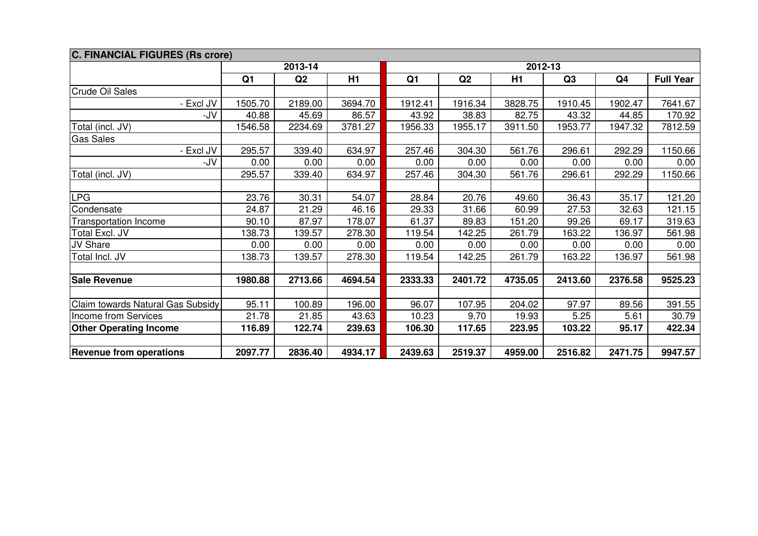## C. FINANCIAL FIGURES (Rs crore)

| | 2013-14 | | | 2012-13 | | | | | |
|---|---|---|---|---|---|---|---|---|---|
| | Q1 | Q2 | H1 | Q1 | Q2 | H1 | Q3 | Q4 | Full Year |
| Crude Oil Sales | | | | | | | | | |
| - Excl JV | 1505.70 | 2189.00 | 3694.70 | 1912.41 | 1916.34 | 3828.75 | 1910.45 | 1902.47 | 7641.67 |
| -JV | 40.88 | 45.69 | 86.57 | 43.92 | 38.83 | 82.75 | 43.32 | 44.85 | 170.92 |
| Total (incl. JV) | 1546.58 | 2234.69 | 3781.27 | 1956.33 | 1955.17 | 3911.50 | 1953.77 | 1947.32 | 7812.59 |
| Gas Sales | | | | | | | | | |
| - Excl JV | 295.57 | 339.40 | 634.97 | 257.46 | 304.30 | 561.76 | 296.61 | 292.29 | 1150.66 |
| -JV | 0.00 | 0.00 | 0.00 | 0.00 | 0.00 | 0.00 | 0.00 | 0.00 | 0.00 |
| Total (incl. JV) | 295.57 | 339.40 | 634.97 | 257.46 | 304.30 | 561.76 | 296.61 | 292.29 | 1150.66 |
| | | | | | | | | | |
| LPG | 23.76 | 30.31 | 54.07 | 28.84 | 20.76 | 49.60 | 36.43 | 35.17 | 121.20 |
| Condensate | 24.87 | 21.29 | 46.16 | 29.33 | 31.66 | 60.99 | 27.53 | 32.63 | 121.15 |
| Transportation Income | 90.10 | 87.97 | 178.07 | 61.37 | 89.83 | 151.20 | 99.26 | 69.17 | 319.63 |
| Total Excl. JV | 138.73 | 139.57 | 278.30 | 119.54 | 142.25 | 261.79 | 163.22 | 136.97 | 561.98 |
| JV Share | 0.00 | 0.00 | 0.00 | 0.00 | 0.00 | 0.00 | 0.00 | 0.00 | 0.00 |
| Total Incl. JV | 138.73 | 139.57 | 278.30 | 119.54 | 142.25 | 261.79 | 163.22 | 136.97 | 561.98 |
| | | | | | | | | | |
| **Sale Revenue** | **1980.88** | **2713.66** | **4694.54** | **2333.33** | **2401.72** | **4735.05** | **2413.60** | **2376.58** | **9525.23** |
| | | | | | | | | | |
| Claim towards Natural Gas Subsidy | 95.11 | 100.89 | 196.00 | 96.07 | 107.95 | 204.02 | 97.97 | 89.56 | 391.55 |
| Income from Services | 21.78 | 21.85 | 43.63 | 10.23 | 9.70 | 19.93 | 5.25 | 5.61 | 30.79 |
| **Other Operating Income** | **116.89** | **122.74** | **239.63** | **106.30** | **117.65** | **223.95** | **103.22** | **95.17** | **422.34** |
| | | | | | | | | | |
| **Revenue from operations** | **2097.77** | **2836.40** | **4934.17** | **2439.63** | **2519.37** | **4959.00** | **2516.82** | **2471.75** | **9947.57** |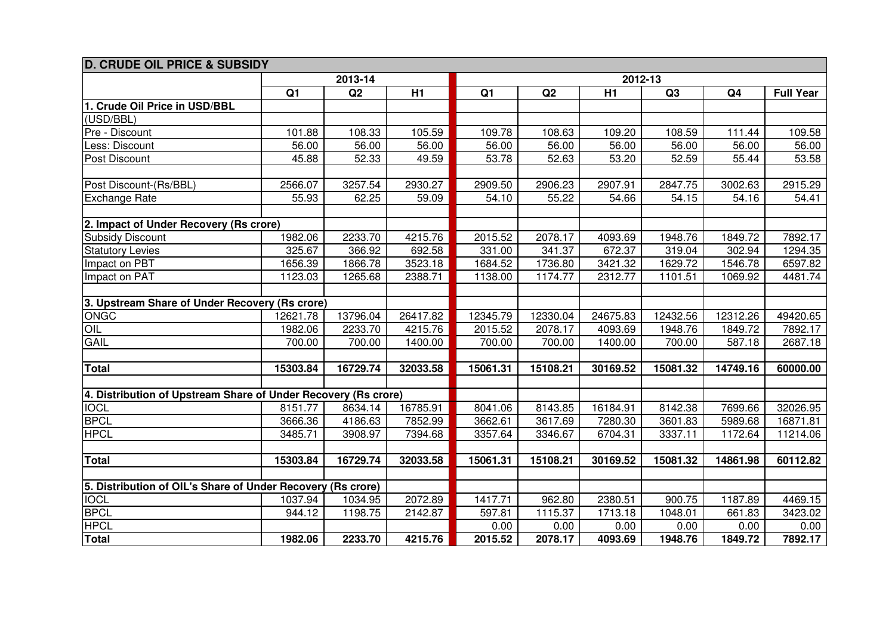| D. CRUDE OIL PRICE & SUBSIDY | | | | | | | | | |
|---|---|---|---|---|---|---|---|---|---|
| | 2013-14 | | | 2012-13 | | | | | |
| | Q1 | Q2 | H1 | Q1 | Q2 | H1 | Q3 | Q4 | Full Year |
| **1. Crude Oil Price in USD/BBL** | | | | | | | | | |
| (USD/BBL) | | | | | | | | | |
| Pre - Discount | 101.88 | 108.33 | 105.59 | 109.78 | 108.63 | 109.20 | 108.59 | 111.44 | 109.58 |
| Less: Discount | 56.00 | 56.00 | 56.00 | 56.00 | 56.00 | 56.00 | 56.00 | 56.00 | 56.00 |
| Post Discount | 45.88 | 52.33 | 49.59 | 53.78 | 52.63 | 53.20 | 52.59 | 55.44 | 53.58 |
| | | | | | | | | | |
| Post Discount-(Rs/BBL) | 2566.07 | 3257.54 | 2930.27 | 2909.50 | 2906.23 | 2907.91 | 2847.75 | 3002.63 | 2915.29 |
| Exchange Rate | 55.93 | 62.25 | 59.09 | 54.10 | 55.22 | 54.66 | 54.15 | 54.16 | 54.41 |
| | | | | | | | | | |
| **2. Impact of Under Recovery (Rs crore)** | | | | | | | | | |
| Subsidy Discount | 1982.06 | 2233.70 | 4215.76 | 2015.52 | 2078.17 | 4093.69 | 1948.76 | 1849.72 | 7892.17 |
| Statutory Levies | 325.67 | 366.92 | 692.58 | 331.00 | 341.37 | 672.37 | 319.04 | 302.94 | 1294.35 |
| Impact on PBT | 1656.39 | 1866.78 | 3523.18 | 1684.52 | 1736.80 | 3421.32 | 1629.72 | 1546.78 | 6597.82 |
| Impact on PAT | 1123.03 | 1265.68 | 2388.71 | 1138.00 | 1174.77 | 2312.77 | 1101.51 | 1069.92 | 4481.74 |
| | | | | | | | | | |
| **3. Upstream Share of Under Recovery (Rs crore)** | | | | | | | | | |
| ONGC | 12621.78 | 13796.04 | 26417.82 | 12345.79 | 12330.04 | 24675.83 | 12432.56 | 12312.26 | 49420.65 |
| OIL | 1982.06 | 2233.70 | 4215.76 | 2015.52 | 2078.17 | 4093.69 | 1948.76 | 1849.72 | 7892.17 |
| GAIL | 700.00 | 700.00 | 1400.00 | 700.00 | 700.00 | 1400.00 | 700.00 | 587.18 | 2687.18 |
| | | | | | | | | | |
| **Total** | **15303.84** | **16729.74** | **32033.58** | **15061.31** | **15108.21** | **30169.52** | **15081.32** | **14749.16** | **60000.00** |
| | | | | | | | | | |
| **4. Distribution of Upstream Share of Under Recovery (Rs crore)** | | | | | | | | | |
| IOCL | 8151.77 | 8634.14 | 16785.91 | 8041.06 | 8143.85 | 16184.91 | 8142.38 | 7699.66 | 32026.95 |
| BPCL | 3666.36 | 4186.63 | 7852.99 | 3662.61 | 3617.69 | 7280.30 | 3601.83 | 5989.68 | 16871.81 |
| HPCL | 3485.71 | 3908.97 | 7394.68 | 3357.64 | 3346.67 | 6704.31 | 3337.11 | 1172.64 | 11214.06 |
| | | | | | | | | | |
| **Total** | **15303.84** | **16729.74** | **32033.58** | **15061.31** | **15108.21** | **30169.52** | **15081.32** | **14861.98** | **60112.82** |
| | | | | | | | | | |
| **5. Distribution of OIL's Share of Under Recovery (Rs crore)** | | | | | | | | | |
| IOCL | 1037.94 | 1034.95 | 2072.89 | 1417.71 | 962.80 | 2380.51 | 900.75 | 1187.89 | 4469.15 |
| BPCL | 944.12 | 1198.75 | 2142.87 | 597.81 | 1115.37 | 1713.18 | 1048.01 | 661.83 | 3423.02 |
| HPCL | | | | 0.00 | 0.00 | 0.00 | 0.00 | 0.00 | 0.00 |
| **Total** | **1982.06** | **2233.70** | **4215.76** | **2015.52** | **2078.17** | **4093.69** | **1948.76** | **1849.72** | **7892.17** |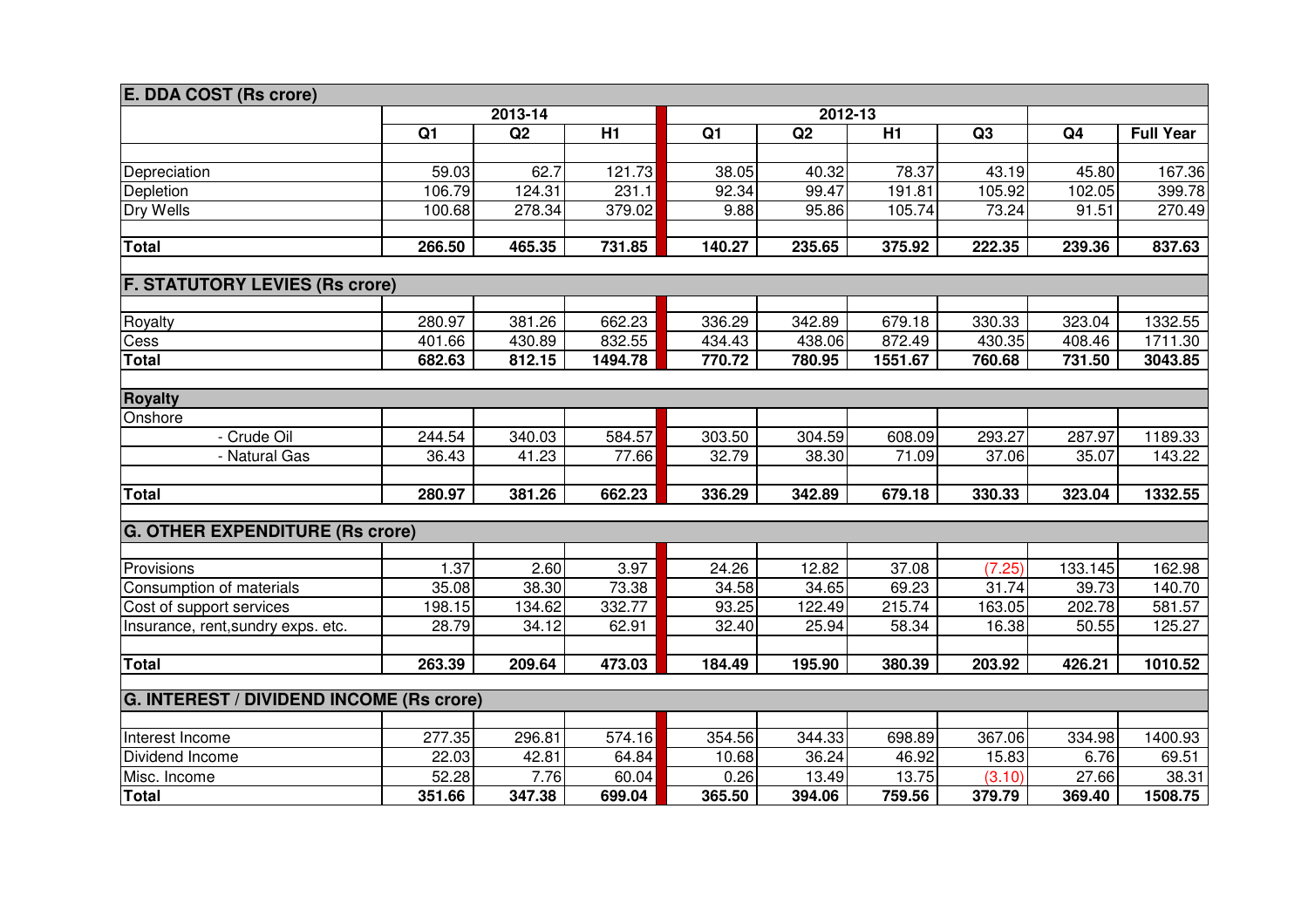| E. DDA COST (Rs crore) | 2013-14 | | | 2012-13 | | | | | |
|---|---|---|---|---|---|---|---|---|---|
| | Q1 | Q2 | H1 | Q1 | Q2 | H1 | Q3 | Q4 | Full Year |
| Depreciation | 59.03 | 62.7 | 121.73 | 38.05 | 40.32 | 78.37 | 43.19 | 45.80 | 167.36 |
| Depletion | 106.79 | 124.31 | 231.1 | 92.34 | 99.47 | 191.81 | 105.92 | 102.05 | 399.78 |
| Dry Wells | 100.68 | 278.34 | 379.02 | 9.88 | 95.86 | 105.74 | 73.24 | 91.51 | 270.49 |
| **Total** | **266.50** | **465.35** | **731.85** | **140.27** | **235.65** | **375.92** | **222.35** | **239.36** | **837.63** |

| F. STATUTORY LEVIES (Rs crore) | Q1 | Q2 | H1 | Q1 | Q2 | H1 | Q3 | Q4 | Full Year |
|---|---|---|---|---|---|---|---|---|---|
| Royalty | 280.97 | 381.26 | 662.23 | 336.29 | 342.89 | 679.18 | 330.33 | 323.04 | 1332.55 |
| Cess | 401.66 | 430.89 | 832.55 | 434.43 | 438.06 | 872.49 | 430.35 | 408.46 | 1711.30 |
| **Total** | **682.63** | **812.15** | **1494.78** | **770.72** | **780.95** | **1551.67** | **760.68** | **731.50** | **3043.85** |

| Royalty | Q1 | Q2 | H1 | Q1 | Q2 | H1 | Q3 | Q4 | Full Year |
|---|---|---|---|---|---|---|---|---|---|
| Onshore | | | | | | | | | |
| - Crude Oil | 244.54 | 340.03 | 584.57 | 303.50 | 304.59 | 608.09 | 293.27 | 287.97 | 1189.33 |
| - Natural Gas | 36.43 | 41.23 | 77.66 | 32.79 | 38.30 | 71.09 | 37.06 | 35.07 | 143.22 |
| **Total** | **280.97** | **381.26** | **662.23** | **336.29** | **342.89** | **679.18** | **330.33** | **323.04** | **1332.55** |

| G. OTHER EXPENDITURE (Rs crore) | Q1 | Q2 | H1 | Q1 | Q2 | H1 | Q3 | Q4 | Full Year |
|---|---|---|---|---|---|---|---|---|---|
| Provisions | 1.37 | 2.60 | 3.97 | 24.26 | 12.82 | 37.08 | (7.25) | 133.145 | 162.98 |
| Consumption of materials | 35.08 | 38.30 | 73.38 | 34.58 | 34.65 | 69.23 | 31.74 | 39.73 | 140.70 |
| Cost of support services | 198.15 | 134.62 | 332.77 | 93.25 | 122.49 | 215.74 | 163.05 | 202.78 | 581.57 |
| Insurance, rent,sundry exps. etc. | 28.79 | 34.12 | 62.91 | 32.40 | 25.94 | 58.34 | 16.38 | 50.55 | 125.27 |
| **Total** | **263.39** | **209.64** | **473.03** | **184.49** | **195.90** | **380.39** | **203.92** | **426.21** | **1010.52** |

| G. INTEREST / DIVIDEND INCOME (Rs crore) | Q1 | Q2 | H1 | Q1 | Q2 | H1 | Q3 | Q4 | Full Year |
|---|---|---|---|---|---|---|---|---|---|
| Interest Income | 277.35 | 296.81 | 574.16 | 354.56 | 344.33 | 698.89 | 367.06 | 334.98 | 1400.93 |
| Dividend Income | 22.03 | 42.81 | 64.84 | 10.68 | 36.24 | 46.92 | 15.83 | 6.76 | 69.51 |
| Misc. Income | 52.28 | 7.76 | 60.04 | 0.26 | 13.49 | 13.75 | (3.10) | 27.66 | 38.31 |
| **Total** | **351.66** | **347.38** | **699.04** | **365.50** | **394.06** | **759.56** | **379.79** | **369.40** | **1508.75** |